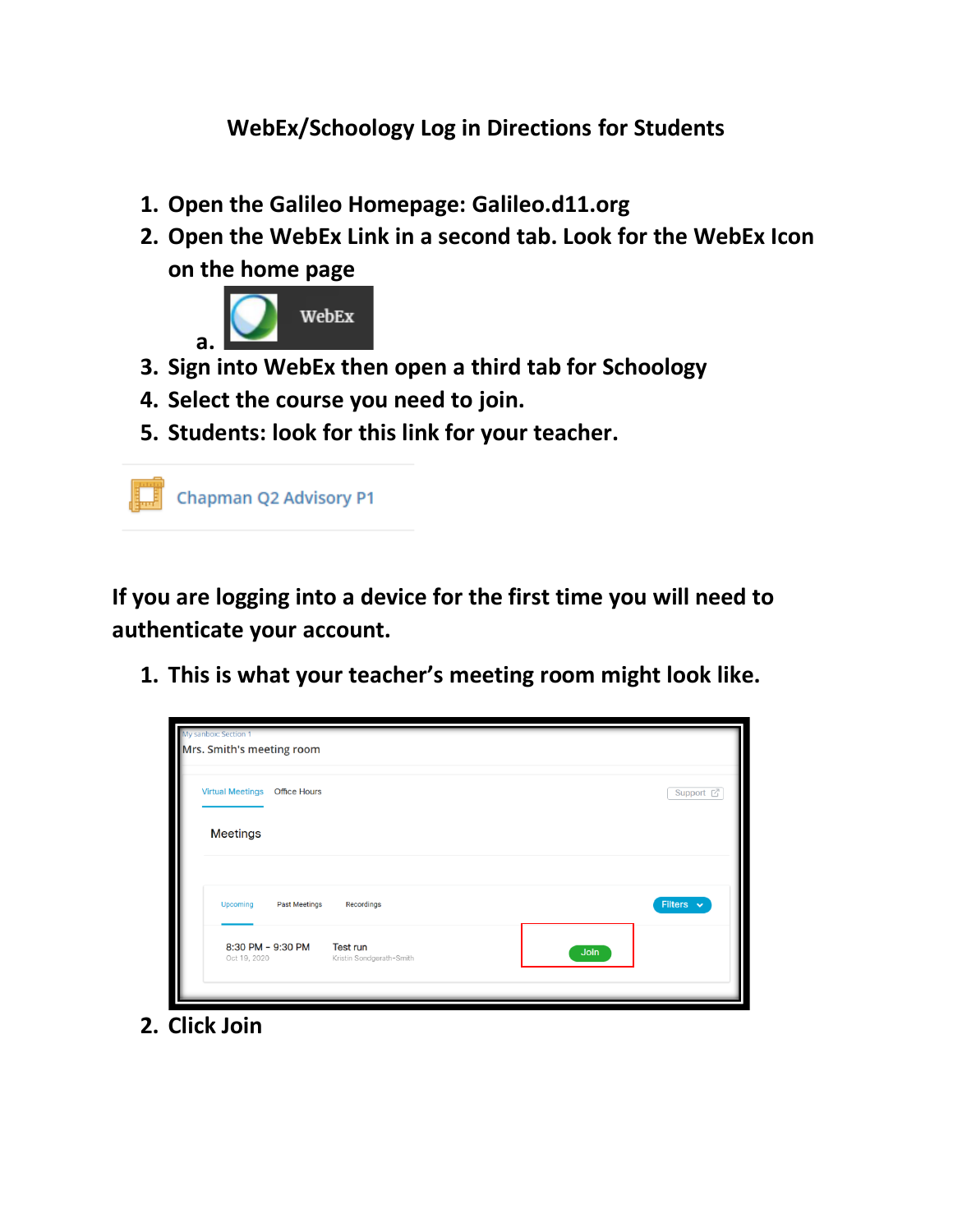# WebEx/Schoology Log in Directions for Students

1. Open the Galileo Homepage: Galileo.d11.org
2. Open the WebEx Link in a second tab. Look for the WebEx Icon on the home page
   a. WebEx
3. Sign into WebEx then open a third tab for Schoology
4. Select the course you need to join.
5. Students: look for this link for your teacher.

Chapman Q2 Advisory P1

**If you are logging into a device for the first time you will need to authenticate your account.**

1. This is what your teacher's meeting room might look like.

My sandbox: Section 1
Mrs. Smith's meeting room
Virtual Meetings
Office Hours
Support
Meetings
Upcoming
Past Meetings
Recordings
Filters
8:30 PM - 9:30 PM
Oct 19, 2020
Test run
Kristin Sondgerath-Smith
Join

2. Click Join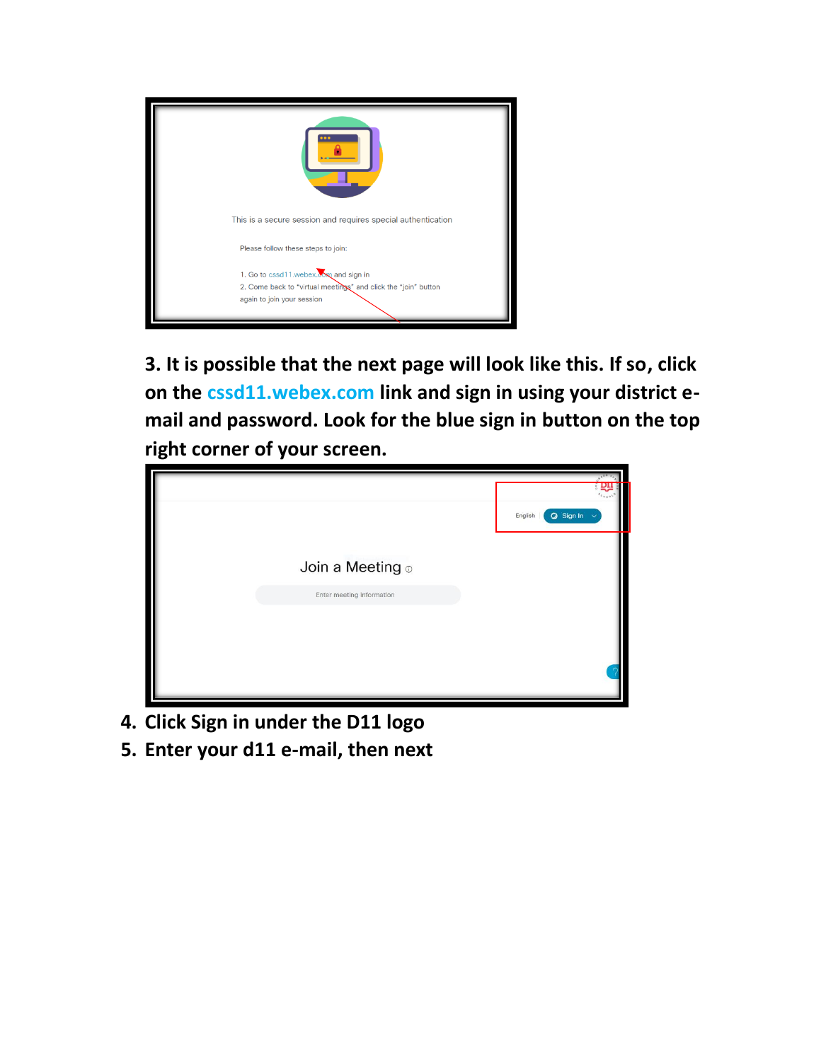This is a secure session and requires special authentication

Please follow these steps to join:

1. Go to cssd11.webex.com and sign in
2. Come back to "virtual meetings" and click the "join" button again to join your session

**3. It is possible that the next page will look like this. If so, click on the cssd11.webex.com link and sign in using your district e-mail and password. Look for the blue sign in button on the top right corner of your screen.**

English Sign In

Join a Meeting

Enter meeting information

4. **Click Sign in under the D11 logo**
5. **Enter your d11 e-mail, then next**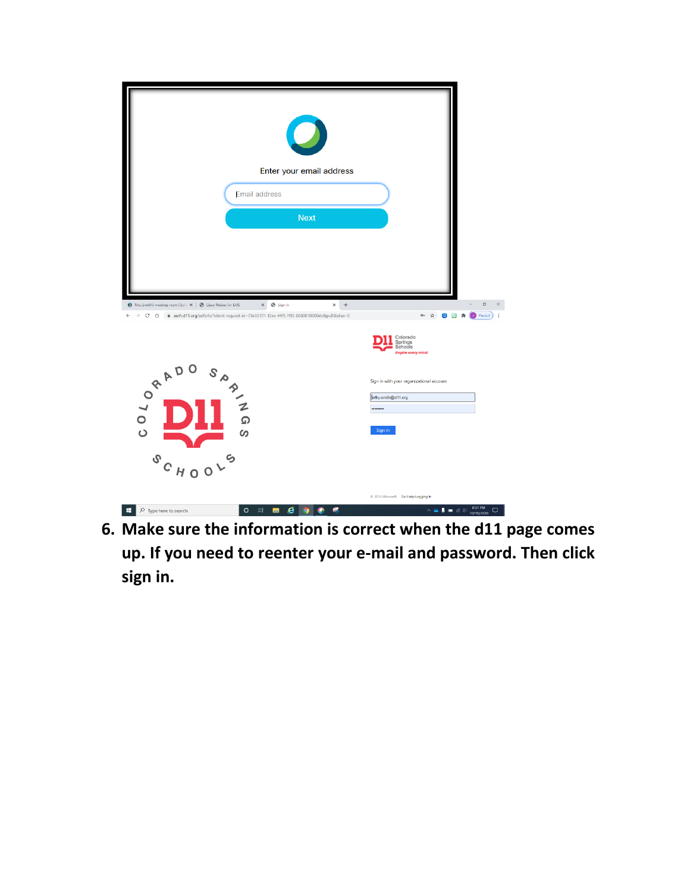6. Make sure the information is correct when the d11 page comes up. If you need to reenter your e-mail and password. Then click sign in.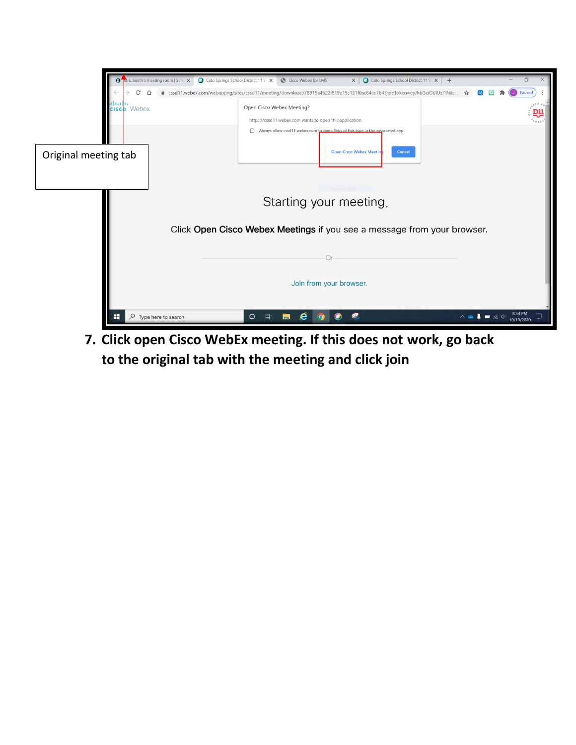Original meeting tab

7. **Click open Cisco WebEx meeting. If this does not work, go back to the original tab with the meeting and click join**